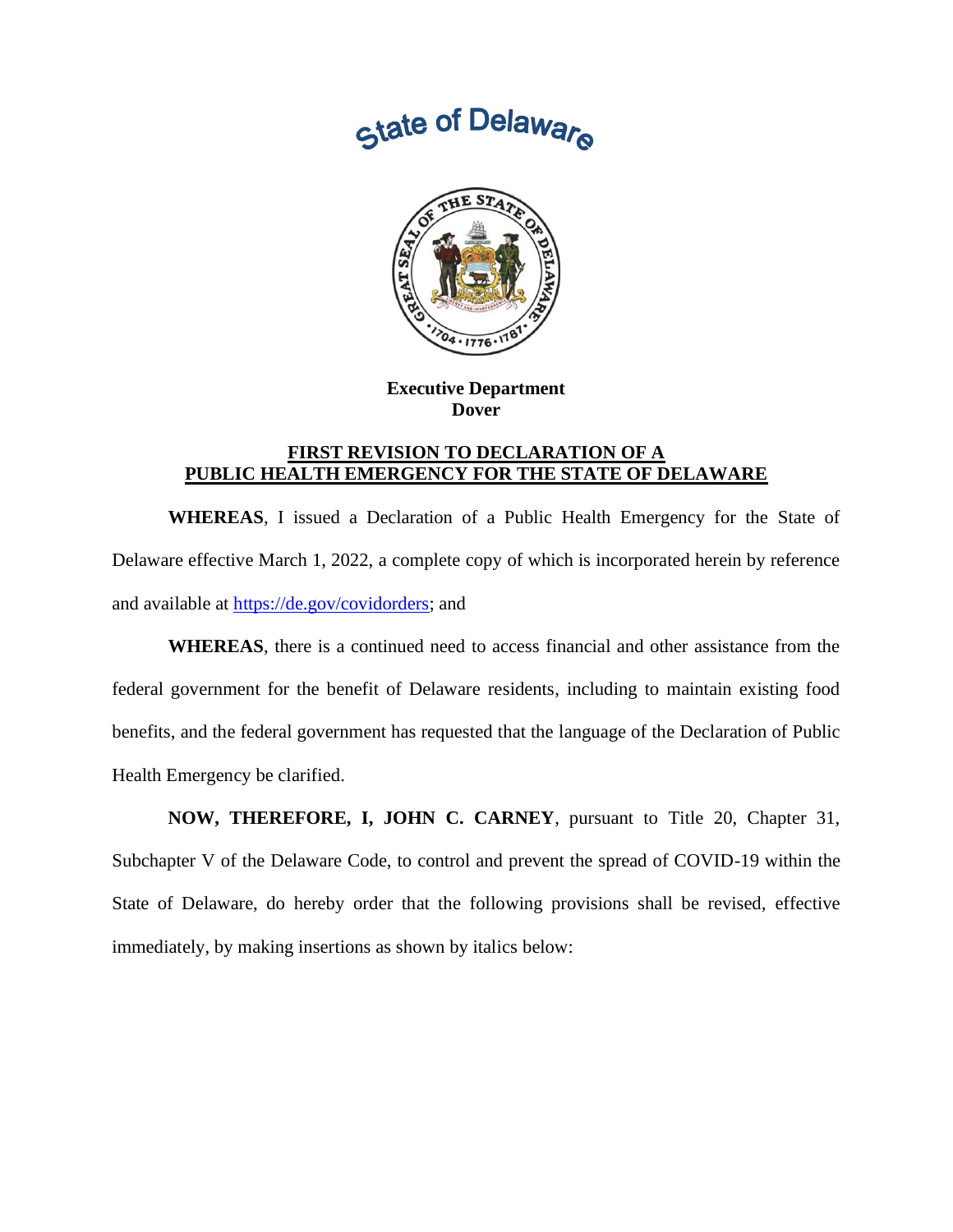# State of Delaware

**Executive Department**
**Dover**

## FIRST REVISION TO DECLARATION OF A PUBLIC HEALTH EMERGENCY FOR THE STATE OF DELAWARE

**WHEREAS**, I issued a Declaration of a Public Health Emergency for the State of Delaware effective March 1, 2022, a complete copy of which is incorporated herein by reference and available at https://de.gov/covidorders; and

**WHEREAS**, there is a continued need to access financial and other assistance from the federal government for the benefit of Delaware residents, including to maintain existing food benefits, and the federal government has requested that the language of the Declaration of Public Health Emergency be clarified.

**NOW, THEREFORE, I, JOHN C. CARNEY**, pursuant to Title 20, Chapter 31, Subchapter V of the Delaware Code, to control and prevent the spread of COVID-19 within the State of Delaware, do hereby order that the following provisions shall be revised, effective immediately, by making insertions as shown by italics below: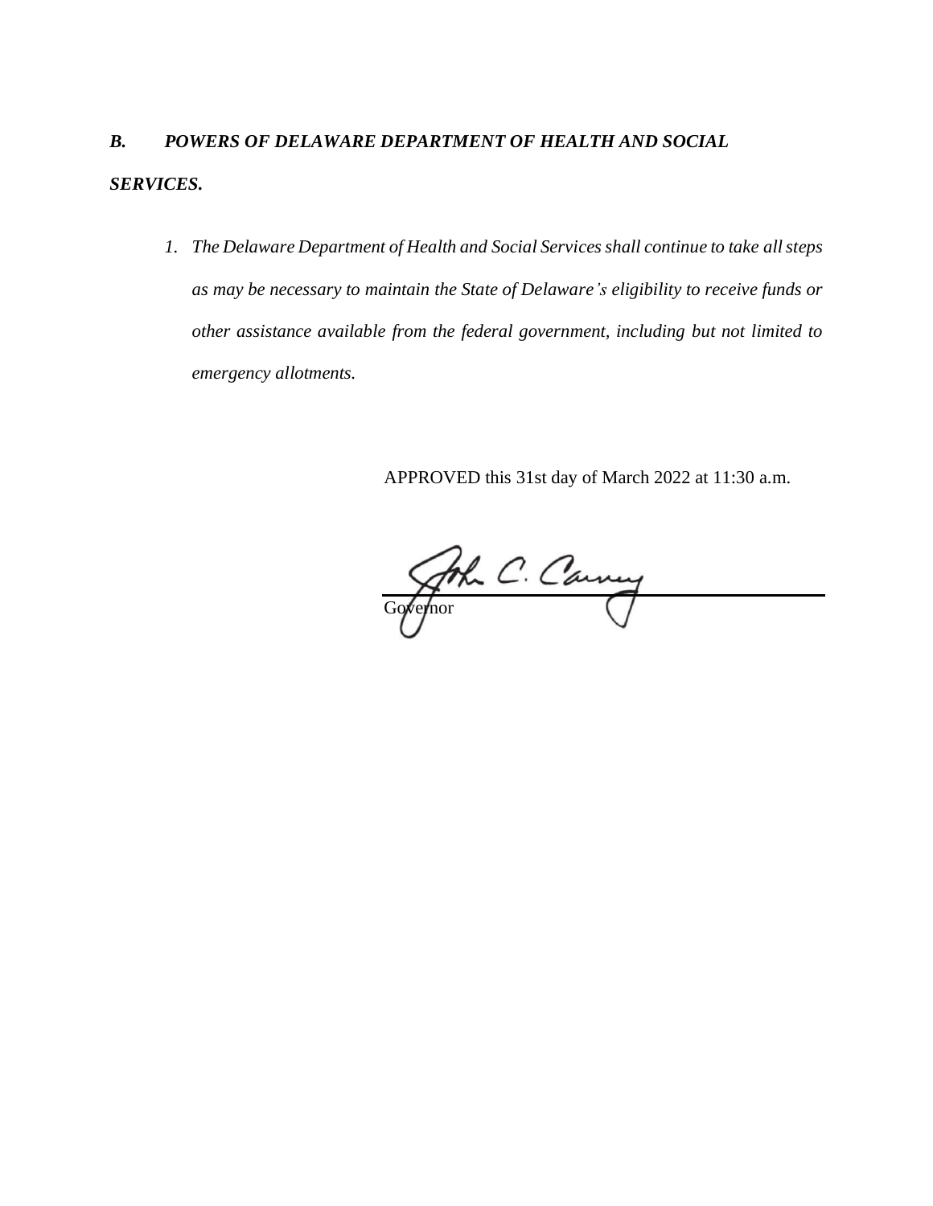***B. POWERS OF DELAWARE DEPARTMENT OF HEALTH AND SOCIAL SERVICES.***

1. *The Delaware Department of Health and Social Services shall continue to take all steps as may be necessary to maintain the State of Delaware's eligibility to receive funds or other assistance available from the federal government, including but not limited to emergency allotments.*

APPROVED this 31st day of March 2022 at 11:30 a.m.

John C. Carney

Governor